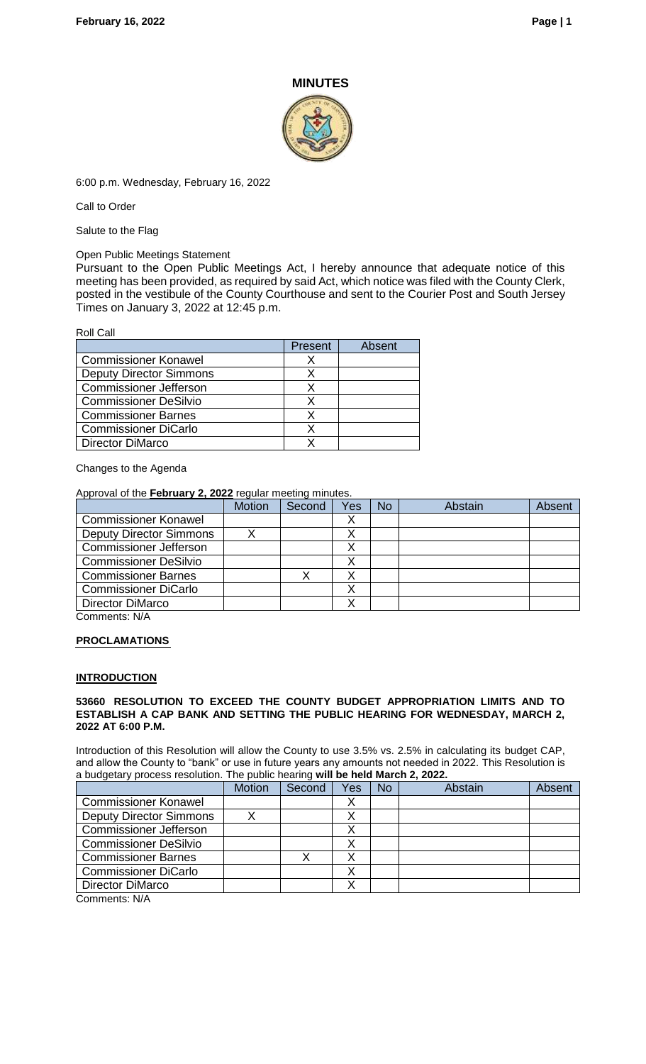# MINUTES

6:00 p.m. Wednesday, February 16, 2022

Call to Order

Salute to the Flag

Open Public Meetings Statement

Pursuant to the Open Public Meetings Act, I hereby announce that adequate notice of this meeting has been provided, as required by said Act, which notice was filed with the County Clerk, posted in the vestibule of the County Courthouse and sent to the Courier Post and South Jersey Times on January 3, 2022 at 12:45 p.m.

Roll Call

| | Present | Absent |
|---|---|---|
| Commissioner Konawel | X | |
| Deputy Director Simmons | X | |
| Commissioner Jefferson | X | |
| Commissioner DeSilvio | X | |
| Commissioner Barnes | X | |
| Commissioner DiCarlo | X | |
| Director DiMarco | X | |

Changes to the Agenda

Approval of the **February 2, 2022** regular meeting minutes.

| | Motion | Second | Yes | No | Abstain | Absent |
|---|---|---|---|---|---|---|
| Commissioner Konawel | | | X | | | |
| Deputy Director Simmons | X | | X | | | |
| Commissioner Jefferson | | | X | | | |
| Commissioner DeSilvio | | | X | | | |
| Commissioner Barnes | | X | X | | | |
| Commissioner DiCarlo | | | X | | | |
| Director DiMarco | | | X | | | |

Comments: N/A

**PROCLAMATIONS**

**INTRODUCTION**

**53660 RESOLUTION TO EXCEED THE COUNTY BUDGET APPROPRIATION LIMITS AND TO ESTABLISH A CAP BANK AND SETTING THE PUBLIC HEARING FOR WEDNESDAY, MARCH 2, 2022 AT 6:00 P.M.**

Introduction of this Resolution will allow the County to use 3.5% vs. 2.5% in calculating its budget CAP, and allow the County to "bank" or use in future years any amounts not needed in 2022. This Resolution is a budgetary process resolution. The public hearing **will be held March 2, 2022.**

| | Motion | Second | Yes | No | Abstain | Absent |
|---|---|---|---|---|---|---|
| Commissioner Konawel | | | X | | | |
| Deputy Director Simmons | X | | X | | | |
| Commissioner Jefferson | | | X | | | |
| Commissioner DeSilvio | | | X | | | |
| Commissioner Barnes | | X | X | | | |
| Commissioner DiCarlo | | | X | | | |
| Director DiMarco | | | X | | | |

Comments: N/A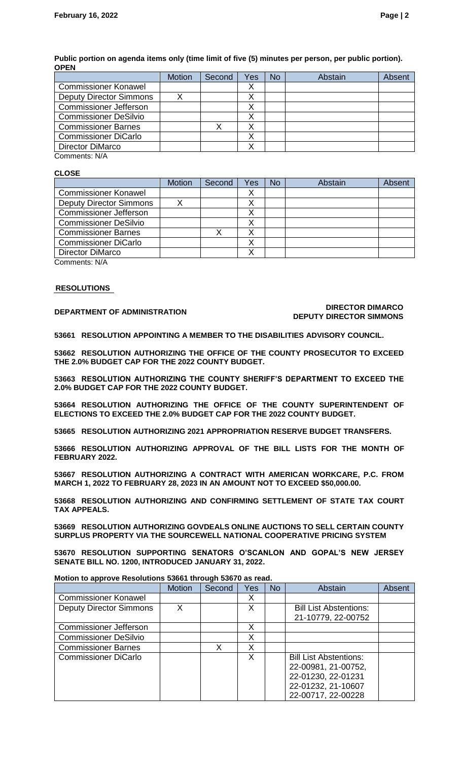**Public portion on agenda items only (time limit of five (5) minutes per person, per public portion).**
**OPEN**

| | Motion | Second | Yes | No | Abstain | Absent |
|---|---|---|---|---|---|---|
| Commissioner Konawel | | | X | | | |
| Deputy Director Simmons | X | | X | | | |
| Commissioner Jefferson | | | X | | | |
| Commissioner DeSilvio | | | X | | | |
| Commissioner Barnes | | X | X | | | |
| Commissioner DiCarlo | | | X | | | |
| Director DiMarco | | | X | | | |

Comments: N/A

**CLOSE**

| | Motion | Second | Yes | No | Abstain | Absent |
|---|---|---|---|---|---|---|
| Commissioner Konawel | | | X | | | |
| Deputy Director Simmons | X | | X | | | |
| Commissioner Jefferson | | | X | | | |
| Commissioner DeSilvio | | | X | | | |
| Commissioner Barnes | | X | X | | | |
| Commissioner DiCarlo | | | X | | | |
| Director DiMarco | | | X | | | |

Comments: N/A

**RESOLUTIONS**

**DEPARTMENT OF ADMINISTRATION** — **DIRECTOR DIMARCO** / **DEPUTY DIRECTOR SIMMONS**

**53661 RESOLUTION APPOINTING A MEMBER TO THE DISABILITIES ADVISORY COUNCIL.**

**53662 RESOLUTION AUTHORIZING THE OFFICE OF THE COUNTY PROSECUTOR TO EXCEED THE 2.0% BUDGET CAP FOR THE 2022 COUNTY BUDGET.**

**53663 RESOLUTION AUTHORIZING THE COUNTY SHERIFF'S DEPARTMENT TO EXCEED THE 2.0% BUDGET CAP FOR THE 2022 COUNTY BUDGET.**

**53664 RESOLUTION AUTHORIZING THE OFFICE OF THE COUNTY SUPERINTENDENT OF ELECTIONS TO EXCEED THE 2.0% BUDGET CAP FOR THE 2022 COUNTY BUDGET.**

**53665 RESOLUTION AUTHORIZING 2021 APPROPRIATION RESERVE BUDGET TRANSFERS.**

**53666 RESOLUTION AUTHORIZING APPROVAL OF THE BILL LISTS FOR THE MONTH OF FEBRUARY 2022.**

**53667 RESOLUTION AUTHORIZING A CONTRACT WITH AMERICAN WORKCARE, P.C. FROM MARCH 1, 2022 TO FEBRUARY 28, 2023 IN AN AMOUNT NOT TO EXCEED $50,000.00.**

**53668 RESOLUTION AUTHORIZING AND CONFIRMING SETTLEMENT OF STATE TAX COURT TAX APPEALS.**

**53669 RESOLUTION AUTHORIZING GOVDEALS ONLINE AUCTIONS TO SELL CERTAIN COUNTY SURPLUS PROPERTY VIA THE SOURCEWELL NATIONAL COOPERATIVE PRICING SYSTEM**

**53670 RESOLUTION SUPPORTING SENATORS O'SCANLON AND GOPAL'S NEW JERSEY SENATE BILL NO. 1200, INTRODUCED JANUARY 31, 2022.**

**Motion to approve Resolutions 53661 through 53670 as read.**

| | Motion | Second | Yes | No | Abstain | Absent |
|---|---|---|---|---|---|---|
| Commissioner Konawel | | | X | | | |
| Deputy Director Simmons | X | | X | | Bill List Abstentions: 21-10779, 22-00752 | |
| Commissioner Jefferson | | | X | | | |
| Commissioner DeSilvio | | | X | | | |
| Commissioner Barnes | | X | X | | | |
| Commissioner DiCarlo | | | X | | Bill List Abstentions: 22-00981, 21-00752, 22-01230, 22-01231 22-01232, 21-10607 22-00717, 22-00228 | |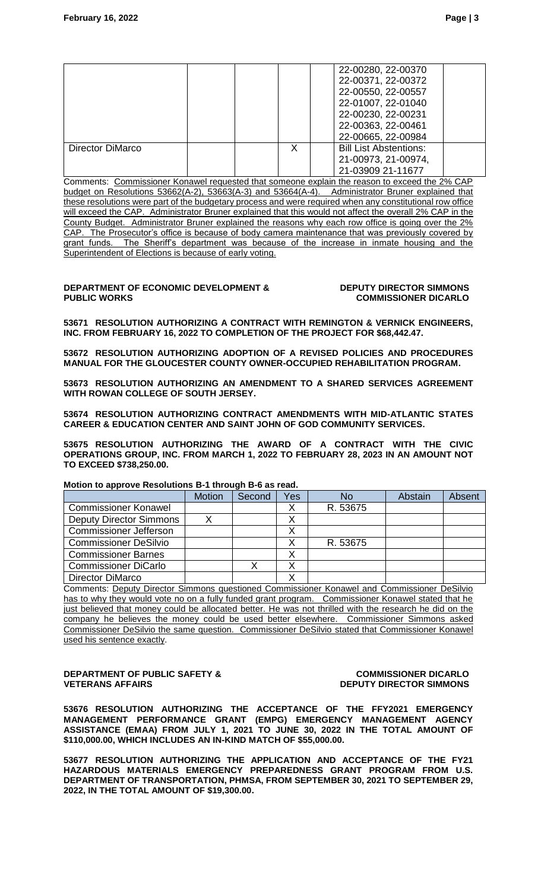| | | | | | | |
|---|---|---|---|---|---|---|
| | | | | | 22-00280, 22-00370 22-00371, 22-00372 22-00550, 22-00557 22-01007, 22-01040 22-00230, 22-00231 22-00363, 22-00461 22-00665, 22-00984 | |
| Director DiMarco | | | X | | Bill List Abstentions: 21-00973, 21-00974, 21-03909 21-11677 | |

Comments: Commissioner Konawel requested that someone explain the reason to exceed the 2% CAP budget on Resolutions 53662(A-2), 53663(A-3) and 53664(A-4). Administrator Bruner explained that these resolutions were part of the budgetary process and were required when any constitutional row office will exceed the CAP. Administrator Bruner explained that this would not affect the overall 2% CAP in the County Budget. Administrator Bruner explained the reasons why each row office is going over the 2% CAP. The Prosecutor's office is because of body camera maintenance that was previously covered by grant funds. The Sheriff's department was because of the increase in inmate housing and the Superintendent of Elections is because of early voting.

**DEPARTMENT OF ECONOMIC DEVELOPMENT & PUBLIC WORKS** — **DEPUTY DIRECTOR SIMMONS, COMMISSIONER DICARLO**

**53671 RESOLUTION AUTHORIZING A CONTRACT WITH REMINGTON & VERNICK ENGINEERS, INC. FROM FEBRUARY 16, 2022 TO COMPLETION OF THE PROJECT FOR $68,442.47.**

**53672 RESOLUTION AUTHORIZING ADOPTION OF A REVISED POLICIES AND PROCEDURES MANUAL FOR THE GLOUCESTER COUNTY OWNER-OCCUPIED REHABILITATION PROGRAM.**

**53673 RESOLUTION AUTHORIZING AN AMENDMENT TO A SHARED SERVICES AGREEMENT WITH ROWAN COLLEGE OF SOUTH JERSEY.**

**53674 RESOLUTION AUTHORIZING CONTRACT AMENDMENTS WITH MID-ATLANTIC STATES CAREER & EDUCATION CENTER AND SAINT JOHN OF GOD COMMUNITY SERVICES.**

**53675 RESOLUTION AUTHORIZING THE AWARD OF A CONTRACT WITH THE CIVIC OPERATIONS GROUP, INC. FROM MARCH 1, 2022 TO FEBRUARY 28, 2023 IN AN AMOUNT NOT TO EXCEED $738,250.00.**

**Motion to approve Resolutions B-1 through B-6 as read.**

| | Motion | Second | Yes | No | Abstain | Absent |
|---|---|---|---|---|---|---|
| Commissioner Konawel | | | X | R. 53675 | | |
| Deputy Director Simmons | X | | X | | | |
| Commissioner Jefferson | | | X | | | |
| Commissioner DeSilvio | | | X | R. 53675 | | |
| Commissioner Barnes | | | X | | | |
| Commissioner DiCarlo | | X | X | | | |
| Director DiMarco | | | X | | | |

Comments: Deputy Director Simmons questioned Commissioner Konawel and Commissioner DeSilvio has to why they would vote no on a fully funded grant program. Commissioner Konawel stated that he just believed that money could be allocated better. He was not thrilled with the research he did on the company he believes the money could be used better elsewhere. Commissioner Simmons asked Commissioner DeSilvio the same question. Commissioner DeSilvio stated that Commissioner Konawel used his sentence exactly.

**DEPARTMENT OF PUBLIC SAFETY & VETERANS AFFAIRS** — **COMMISSIONER DICARLO, DEPUTY DIRECTOR SIMMONS**

**53676 RESOLUTION AUTHORIZING THE ACCEPTANCE OF THE FFY2021 EMERGENCY MANAGEMENT PERFORMANCE GRANT (EMPG) EMERGENCY MANAGEMENT AGENCY ASSISTANCE (EMAA) FROM JULY 1, 2021 TO JUNE 30, 2022 IN THE TOTAL AMOUNT OF $110,000.00, WHICH INCLUDES AN IN-KIND MATCH OF $55,000.00.**

**53677 RESOLUTION AUTHORIZING THE APPLICATION AND ACCEPTANCE OF THE FY21 HAZARDOUS MATERIALS EMERGENCY PREPAREDNESS GRANT PROGRAM FROM U.S. DEPARTMENT OF TRANSPORTATION, PHMSA, FROM SEPTEMBER 30, 2021 TO SEPTEMBER 29, 2022, IN THE TOTAL AMOUNT OF $19,300.00.**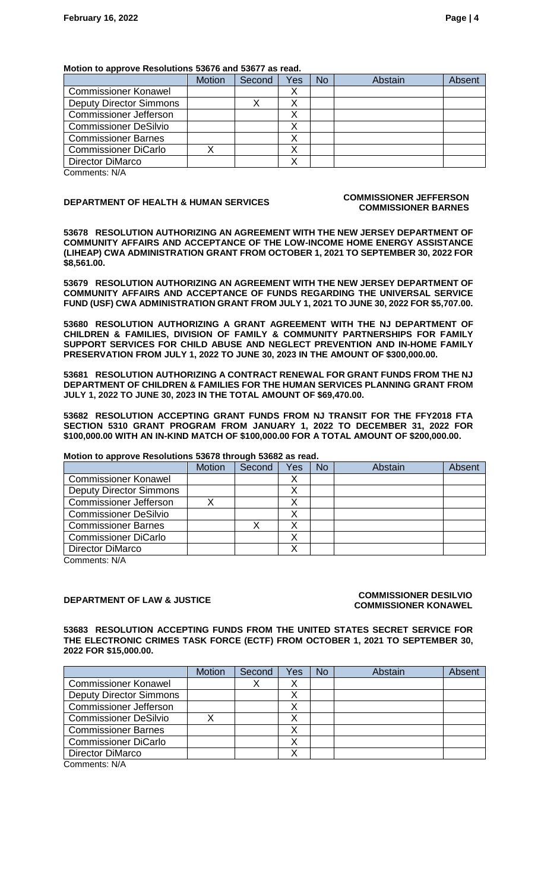**Motion to approve Resolutions 53676 and 53677 as read.**

| | Motion | Second | Yes | No | Abstain | Absent |
|---|---|---|---|---|---|---|
| Commissioner Konawel | | | X | | | |
| Deputy Director Simmons | | X | X | | | |
| Commissioner Jefferson | | | X | | | |
| Commissioner DeSilvio | | | X | | | |
| Commissioner Barnes | | | X | | | |
| Commissioner DiCarlo | X | | X | | | |
| Director DiMarco | | | X | | | |

Comments: N/A

**DEPARTMENT OF HEALTH & HUMAN SERVICES** **COMMISSIONER JEFFERSON COMMISSIONER BARNES**

**53678 RESOLUTION AUTHORIZING AN AGREEMENT WITH THE NEW JERSEY DEPARTMENT OF COMMUNITY AFFAIRS AND ACCEPTANCE OF THE LOW-INCOME HOME ENERGY ASSISTANCE (LIHEAP) CWA ADMINISTRATION GRANT FROM OCTOBER 1, 2021 TO SEPTEMBER 30, 2022 FOR $8,561.00.**

**53679 RESOLUTION AUTHORIZING AN AGREEMENT WITH THE NEW JERSEY DEPARTMENT OF COMMUNITY AFFAIRS AND ACCEPTANCE OF FUNDS REGARDING THE UNIVERSAL SERVICE FUND (USF) CWA ADMINISTRATION GRANT FROM JULY 1, 2021 TO JUNE 30, 2022 FOR $5,707.00.**

**53680 RESOLUTION AUTHORIZING A GRANT AGREEMENT WITH THE NJ DEPARTMENT OF CHILDREN & FAMILIES, DIVISION OF FAMILY & COMMUNITY PARTNERSHIPS FOR FAMILY SUPPORT SERVICES FOR CHILD ABUSE AND NEGLECT PREVENTION AND IN-HOME FAMILY PRESERVATION FROM JULY 1, 2022 TO JUNE 30, 2023 IN THE AMOUNT OF $300,000.00.**

**53681 RESOLUTION AUTHORIZING A CONTRACT RENEWAL FOR GRANT FUNDS FROM THE NJ DEPARTMENT OF CHILDREN & FAMILIES FOR THE HUMAN SERVICES PLANNING GRANT FROM JULY 1, 2022 TO JUNE 30, 2023 IN THE TOTAL AMOUNT OF $69,470.00.**

**53682 RESOLUTION ACCEPTING GRANT FUNDS FROM NJ TRANSIT FOR THE FFY2018 FTA SECTION 5310 GRANT PROGRAM FROM JANUARY 1, 2022 TO DECEMBER 31, 2022 FOR $100,000.00 WITH AN IN-KIND MATCH OF $100,000.00 FOR A TOTAL AMOUNT OF $200,000.00.**

**Motion to approve Resolutions 53678 through 53682 as read.**

| | Motion | Second | Yes | No | Abstain | Absent |
|---|---|---|---|---|---|---|
| Commissioner Konawel | | | X | | | |
| Deputy Director Simmons | | | X | | | |
| Commissioner Jefferson | X | | X | | | |
| Commissioner DeSilvio | | | X | | | |
| Commissioner Barnes | | X | X | | | |
| Commissioner DiCarlo | | | X | | | |
| Director DiMarco | | | X | | | |

Comments: N/A

**DEPARTMENT OF LAW & JUSTICE** **COMMISSIONER DESILVIO COMMISSIONER KONAWEL**

**53683 RESOLUTION ACCEPTING FUNDS FROM THE UNITED STATES SECRET SERVICE FOR THE ELECTRONIC CRIMES TASK FORCE (ECTF) FROM OCTOBER 1, 2021 TO SEPTEMBER 30, 2022 FOR $15,000.00.**

| | Motion | Second | Yes | No | Abstain | Absent |
|---|---|---|---|---|---|---|
| Commissioner Konawel | | X | X | | | |
| Deputy Director Simmons | | | X | | | |
| Commissioner Jefferson | | | X | | | |
| Commissioner DeSilvio | X | | X | | | |
| Commissioner Barnes | | | X | | | |
| Commissioner DiCarlo | | | X | | | |
| Director DiMarco | | | X | | | |

Comments: N/A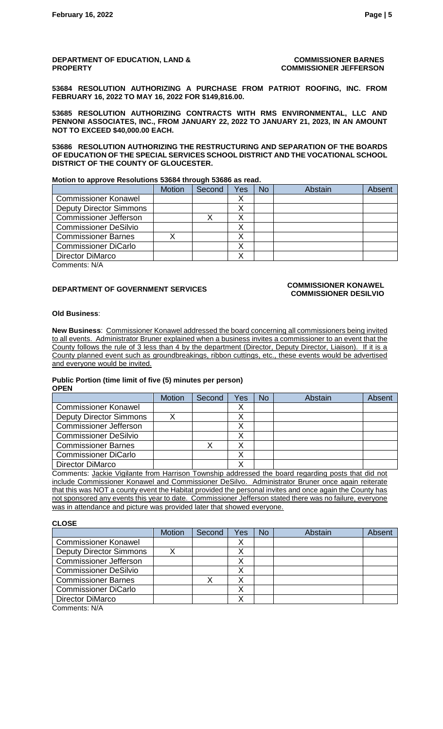**DEPARTMENT OF EDUCATION, LAND & PROPERTY** — **COMMISSIONER BARNES, COMMISSIONER JEFFERSON**

**53684 RESOLUTION AUTHORIZING A PURCHASE FROM PATRIOT ROOFING, INC. FROM FEBRUARY 16, 2022 TO MAY 16, 2022 FOR $149,816.00.**

**53685 RESOLUTION AUTHORIZING CONTRACTS WITH RMS ENVIRONMENTAL, LLC AND PENNONI ASSOCIATES, INC., FROM JANUARY 22, 2022 TO JANUARY 21, 2023, IN AN AMOUNT NOT TO EXCEED $40,000.00 EACH.**

**53686 RESOLUTION AUTHORIZING THE RESTRUCTURING AND SEPARATION OF THE BOARDS OF EDUCATION OF THE SPECIAL SERVICES SCHOOL DISTRICT AND THE VOCATIONAL SCHOOL DISTRICT OF THE COUNTY OF GLOUCESTER.**

**Motion to approve Resolutions 53684 through 53686 as read.**

| | Motion | Second | Yes | No | Abstain | Absent |
|---|---|---|---|---|---|---|
| Commissioner Konawel | | | X | | | |
| Deputy Director Simmons | | | X | | | |
| Commissioner Jefferson | | X | X | | | |
| Commissioner DeSilvio | | | X | | | |
| Commissioner Barnes | X | | X | | | |
| Commissioner DiCarlo | | | X | | | |
| Director DiMarco | | | X | | | |

Comments: N/A

**DEPARTMENT OF GOVERNMENT SERVICES** — **COMMISSIONER KONAWEL, COMMISSIONER DESILVIO**

**Old Business**:

**New Business**: Commissioner Konawel addressed the board concerning all commissioners being invited to all events. Administrator Bruner explained when a business invites a commissioner to an event that the County follows the rule of 3 less than 4 by the department (Director, Deputy Director, Liaison). If it is a County planned event such as groundbreakings, ribbon cuttings, etc., these events would be advertised and everyone would be invited.

**Public Portion (time limit of five (5) minutes per person)**

**OPEN**

| | Motion | Second | Yes | No | Abstain | Absent |
|---|---|---|---|---|---|---|
| Commissioner Konawel | | | X | | | |
| Deputy Director Simmons | X | | X | | | |
| Commissioner Jefferson | | | X | | | |
| Commissioner DeSilvio | | | X | | | |
| Commissioner Barnes | | X | X | | | |
| Commissioner DiCarlo | | | X | | | |
| Director DiMarco | | | X | | | |

Comments: Jackie Vigilante from Harrison Township addressed the board regarding posts that did not include Commissioner Konawel and Commissioner DeSilvo. Administrator Bruner once again reiterate that this was NOT a county event the Habitat provided the personal invites and once again the County has not sponsored any events this year to date. Commissioner Jefferson stated there was no failure, everyone was in attendance and picture was provided later that showed everyone.

**CLOSE**

| | Motion | Second | Yes | No | Abstain | Absent |
|---|---|---|---|---|---|---|
| Commissioner Konawel | | | X | | | |
| Deputy Director Simmons | X | | X | | | |
| Commissioner Jefferson | | | X | | | |
| Commissioner DeSilvio | | | X | | | |
| Commissioner Barnes | | X | X | | | |
| Commissioner DiCarlo | | | X | | | |
| Director DiMarco | | | X | | | |

Comments: N/A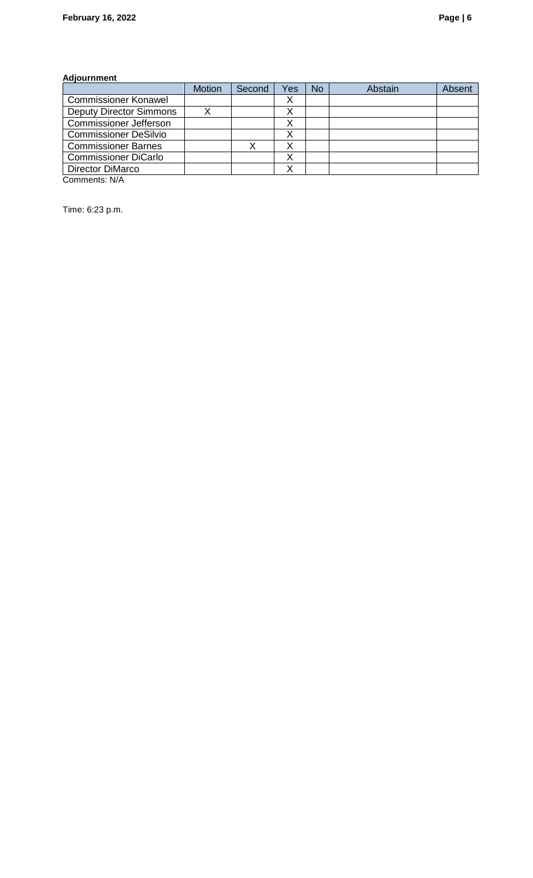**Adjournment**

| | Motion | Second | Yes | No | Abstain | Absent |
|---|---|---|---|---|---|---|
| Commissioner Konawel | | | X | | | |
| Deputy Director Simmons | X | | X | | | |
| Commissioner Jefferson | | | X | | | |
| Commissioner DeSilvio | | | X | | | |
| Commissioner Barnes | | X | X | | | |
| Commissioner DiCarlo | | | X | | | |
| Director DiMarco | | | X | | | |

Comments: N/A

Time: 6:23 p.m.